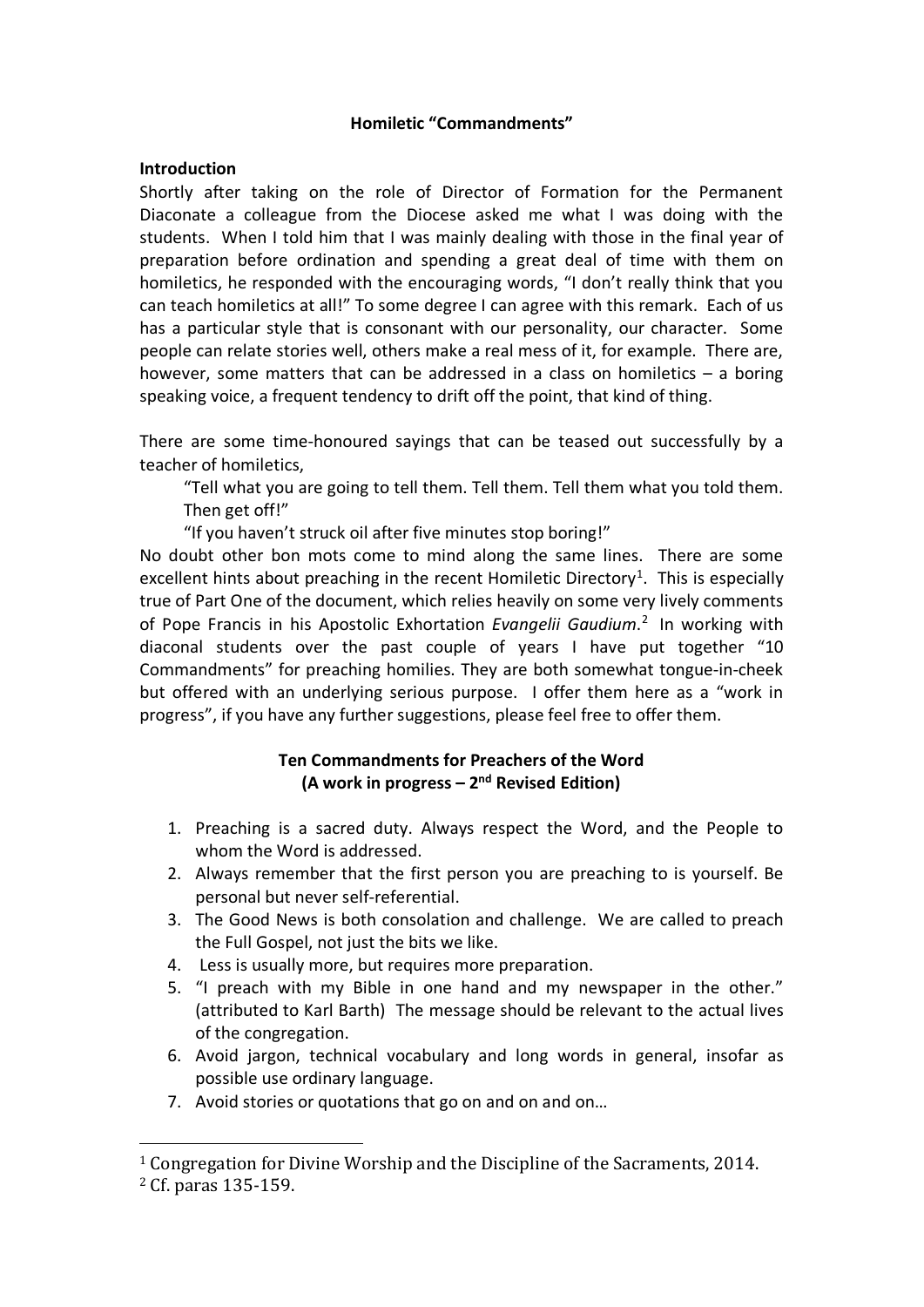# Homiletic "Commandments"

## Introduction

Shortly after taking on the role of Director of Formation for the Permanent Diaconate a colleague from the Diocese asked me what I was doing with the students. When I told him that I was mainly dealing with those in the final year of preparation before ordination and spending a great deal of time with them on homiletics, he responded with the encouraging words, "I don't really think that you can teach homiletics at all!" To some degree I can agree with this remark. Each of us has a particular style that is consonant with our personality, our character. Some people can relate stories well, others make a real mess of it, for example. There are, however, some matters that can be addressed in a class on homiletics – a boring speaking voice, a frequent tendency to drift off the point, that kind of thing.

There are some time-honoured sayings that can be teased out successfully by a teacher of homiletics,

> "Tell what you are going to tell them. Tell them. Tell them what you told them. Then get off!"
>
> "If you haven't struck oil after five minutes stop boring!"

No doubt other bon mots come to mind along the same lines. There are some excellent hints about preaching in the recent Homiletic Directory[1]. This is especially true of Part One of the document, which relies heavily on some very lively comments of Pope Francis in his Apostolic Exhortation *Evangelii Gaudium*.[2] In working with diaconal students over the past couple of years I have put together "10 Commandments" for preaching homilies. They are both somewhat tongue-in-cheek but offered with an underlying serious purpose. I offer them here as a "work in progress", if you have any further suggestions, please feel free to offer them.

### Ten Commandments for Preachers of the Word
### (A work in progress – 2nd Revised Edition)

1. Preaching is a sacred duty. Always respect the Word, and the People to whom the Word is addressed.
2. Always remember that the first person you are preaching to is yourself. Be personal but never self-referential.
3. The Good News is both consolation and challenge. We are called to preach the Full Gospel, not just the bits we like.
4. Less is usually more, but requires more preparation.
5. "I preach with my Bible in one hand and my newspaper in the other." (attributed to Karl Barth) The message should be relevant to the actual lives of the congregation.
6. Avoid jargon, technical vocabulary and long words in general, insofar as possible use ordinary language.
7. Avoid stories or quotations that go on and on and on…

---

[1] Congregation for Divine Worship and the Discipline of the Sacraments, 2014.

[2] Cf. paras 135-159.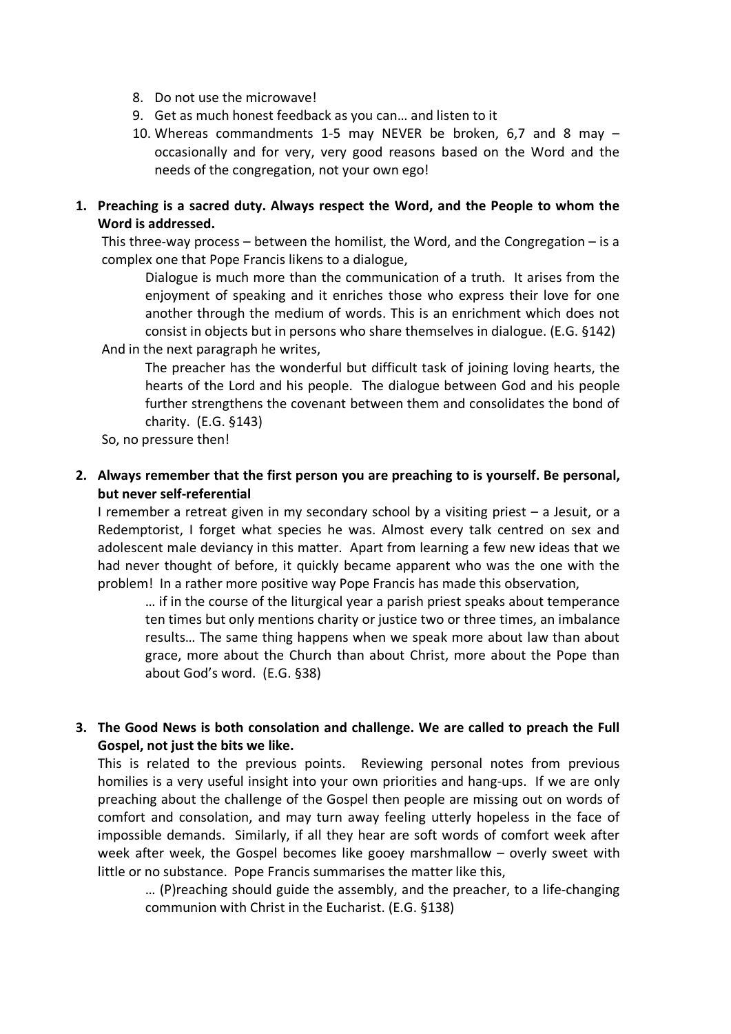8. Do not use the microwave!
9. Get as much honest feedback as you can… and listen to it
10. Whereas commandments 1-5 may NEVER be broken, 6,7 and 8 may – occasionally and for very, very good reasons based on the Word and the needs of the congregation, not your own ego!

**1. Preaching is a sacred duty. Always respect the Word, and the People to whom the Word is addressed.**

This three-way process – between the homilist, the Word, and the Congregation – is a complex one that Pope Francis likens to a dialogue,

> Dialogue is much more than the communication of a truth. It arises from the enjoyment of speaking and it enriches those who express their love for one another through the medium of words. This is an enrichment which does not consist in objects but in persons who share themselves in dialogue. (E.G. §142)

And in the next paragraph he writes,

> The preacher has the wonderful but difficult task of joining loving hearts, the hearts of the Lord and his people. The dialogue between God and his people further strengthens the covenant between them and consolidates the bond of charity. (E.G. §143)

So, no pressure then!

**2. Always remember that the first person you are preaching to is yourself. Be personal, but never self-referential**

I remember a retreat given in my secondary school by a visiting priest – a Jesuit, or a Redemptorist, I forget what species he was. Almost every talk centred on sex and adolescent male deviancy in this matter. Apart from learning a few new ideas that we had never thought of before, it quickly became apparent who was the one with the problem! In a rather more positive way Pope Francis has made this observation,

> … if in the course of the liturgical year a parish priest speaks about temperance ten times but only mentions charity or justice two or three times, an imbalance results… The same thing happens when we speak more about law than about grace, more about the Church than about Christ, more about the Pope than about God's word. (E.G. §38)

**3. The Good News is both consolation and challenge. We are called to preach the Full Gospel, not just the bits we like.**

This is related to the previous points. Reviewing personal notes from previous homilies is a very useful insight into your own priorities and hang-ups. If we are only preaching about the challenge of the Gospel then people are missing out on words of comfort and consolation, and may turn away feeling utterly hopeless in the face of impossible demands. Similarly, if all they hear are soft words of comfort week after week after week, the Gospel becomes like gooey marshmallow – overly sweet with little or no substance. Pope Francis summarises the matter like this,

> … (P)reaching should guide the assembly, and the preacher, to a life-changing communion with Christ in the Eucharist. (E.G. §138)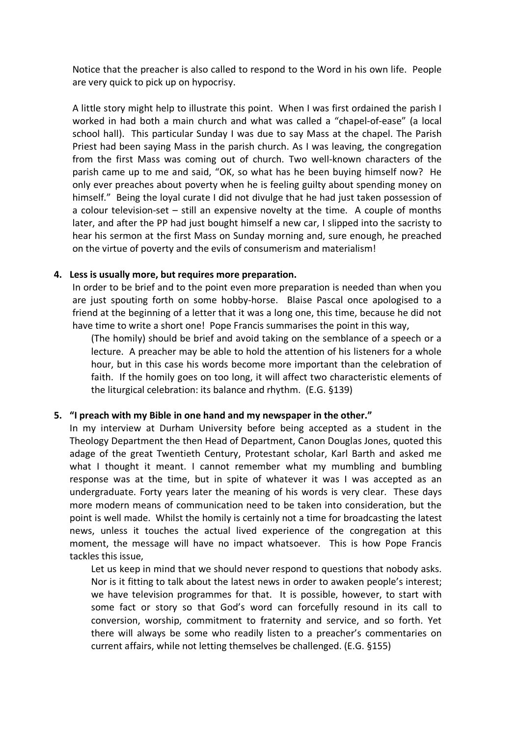Notice that the preacher is also called to respond to the Word in his own life. People are very quick to pick up on hypocrisy.

A little story might help to illustrate this point. When I was first ordained the parish I worked in had both a main church and what was called a "chapel-of-ease" (a local school hall). This particular Sunday I was due to say Mass at the chapel. The Parish Priest had been saying Mass in the parish church. As I was leaving, the congregation from the first Mass was coming out of church. Two well-known characters of the parish came up to me and said, "OK, so what has he been buying himself now? He only ever preaches about poverty when he is feeling guilty about spending money on himself." Being the loyal curate I did not divulge that he had just taken possession of a colour television-set – still an expensive novelty at the time. A couple of months later, and after the PP had just bought himself a new car, I slipped into the sacristy to hear his sermon at the first Mass on Sunday morning and, sure enough, he preached on the virtue of poverty and the evils of consumerism and materialism!

4. **Less is usually more, but requires more preparation.**

In order to be brief and to the point even more preparation is needed than when you are just spouting forth on some hobby-horse. Blaise Pascal once apologised to a friend at the beginning of a letter that it was a long one, this time, because he did not have time to write a short one! Pope Francis summarises the point in this way,

> (The homily) should be brief and avoid taking on the semblance of a speech or a lecture. A preacher may be able to hold the attention of his listeners for a whole hour, but in this case his words become more important than the celebration of faith. If the homily goes on too long, it will affect two characteristic elements of the liturgical celebration: its balance and rhythm. (E.G. §139)

5. **"I preach with my Bible in one hand and my newspaper in the other."**

In my interview at Durham University before being accepted as a student in the Theology Department the then Head of Department, Canon Douglas Jones, quoted this adage of the great Twentieth Century, Protestant scholar, Karl Barth and asked me what I thought it meant. I cannot remember what my mumbling and bumbling response was at the time, but in spite of whatever it was I was accepted as an undergraduate. Forty years later the meaning of his words is very clear. These days more modern means of communication need to be taken into consideration, but the point is well made. Whilst the homily is certainly not a time for broadcasting the latest news, unless it touches the actual lived experience of the congregation at this moment, the message will have no impact whatsoever. This is how Pope Francis tackles this issue,

> Let us keep in mind that we should never respond to questions that nobody asks. Nor is it fitting to talk about the latest news in order to awaken people's interest; we have television programmes for that. It is possible, however, to start with some fact or story so that God's word can forcefully resound in its call to conversion, worship, commitment to fraternity and service, and so forth. Yet there will always be some who readily listen to a preacher's commentaries on current affairs, while not letting themselves be challenged. (E.G. §155)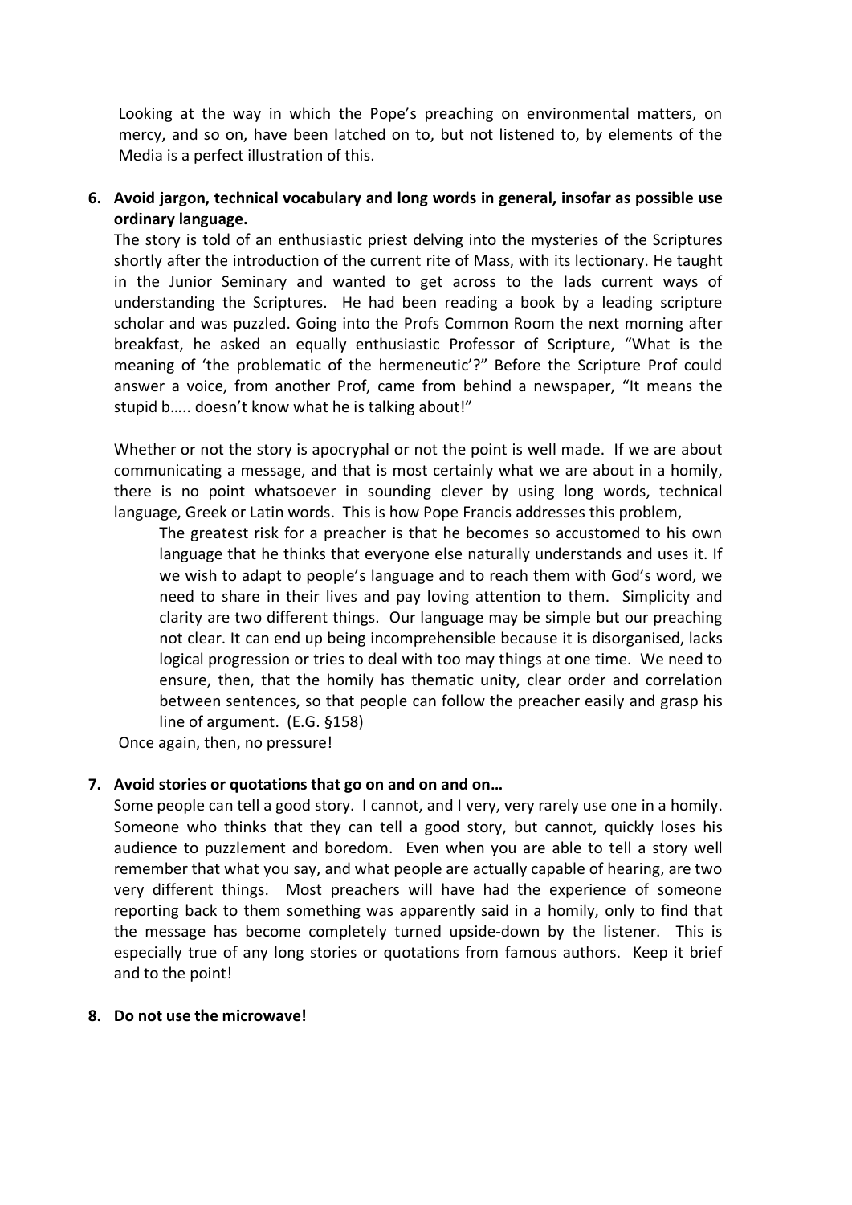Looking at the way in which the Pope's preaching on environmental matters, on mercy, and so on, have been latched on to, but not listened to, by elements of the Media is a perfect illustration of this.

6. **Avoid jargon, technical vocabulary and long words in general, insofar as possible use ordinary language.**

   The story is told of an enthusiastic priest delving into the mysteries of the Scriptures shortly after the introduction of the current rite of Mass, with its lectionary. He taught in the Junior Seminary and wanted to get across to the lads current ways of understanding the Scriptures. He had been reading a book by a leading scripture scholar and was puzzled. Going into the Profs Common Room the next morning after breakfast, he asked an equally enthusiastic Professor of Scripture, "What is the meaning of 'the problematic of the hermeneutic'?" Before the Scripture Prof could answer a voice, from another Prof, came from behind a newspaper, "It means the stupid b….. doesn't know what he is talking about!"

   Whether or not the story is apocryphal or not the point is well made. If we are about communicating a message, and that is most certainly what we are about in a homily, there is no point whatsoever in sounding clever by using long words, technical language, Greek or Latin words. This is how Pope Francis addresses this problem,

   > The greatest risk for a preacher is that he becomes so accustomed to his own language that he thinks that everyone else naturally understands and uses it. If we wish to adapt to people's language and to reach them with God's word, we need to share in their lives and pay loving attention to them. Simplicity and clarity are two different things. Our language may be simple but our preaching not clear. It can end up being incomprehensible because it is disorganised, lacks logical progression or tries to deal with too may things at one time. We need to ensure, then, that the homily has thematic unity, clear order and correlation between sentences, so that people can follow the preacher easily and grasp his line of argument. (E.G. §158)

   Once again, then, no pressure!

7. **Avoid stories or quotations that go on and on and on…**

   Some people can tell a good story. I cannot, and I very, very rarely use one in a homily. Someone who thinks that they can tell a good story, but cannot, quickly loses his audience to puzzlement and boredom. Even when you are able to tell a story well remember that what you say, and what people are actually capable of hearing, are two very different things. Most preachers will have had the experience of someone reporting back to them something was apparently said in a homily, only to find that the message has become completely turned upside-down by the listener. This is especially true of any long stories or quotations from famous authors. Keep it brief and to the point!

8. **Do not use the microwave!**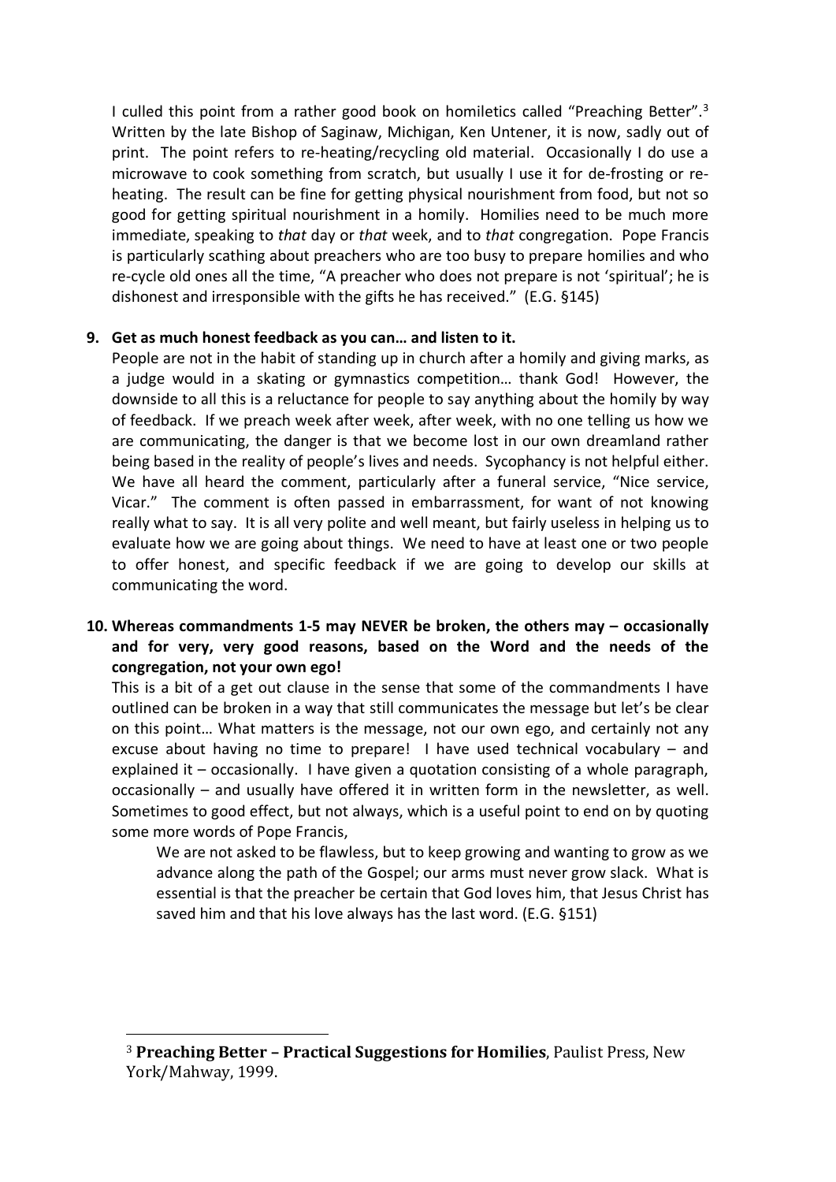I culled this point from a rather good book on homiletics called "Preaching Better".[3] Written by the late Bishop of Saginaw, Michigan, Ken Untener, it is now, sadly out of print. The point refers to re-heating/recycling old material. Occasionally I do use a microwave to cook something from scratch, but usually I use it for de-frosting or re-heating. The result can be fine for getting physical nourishment from food, but not so good for getting spiritual nourishment in a homily. Homilies need to be much more immediate, speaking to *that* day or *that* week, and to *that* congregation. Pope Francis is particularly scathing about preachers who are too busy to prepare homilies and who re-cycle old ones all the time, "A preacher who does not prepare is not 'spiritual'; he is dishonest and irresponsible with the gifts he has received." (E.G. §145)

**9. Get as much honest feedback as you can… and listen to it.**

People are not in the habit of standing up in church after a homily and giving marks, as a judge would in a skating or gymnastics competition… thank God! However, the downside to all this is a reluctance for people to say anything about the homily by way of feedback. If we preach week after week, after week, with no one telling us how we are communicating, the danger is that we become lost in our own dreamland rather being based in the reality of people's lives and needs. Sycophancy is not helpful either. We have all heard the comment, particularly after a funeral service, "Nice service, Vicar." The comment is often passed in embarrassment, for want of not knowing really what to say. It is all very polite and well meant, but fairly useless in helping us to evaluate how we are going about things. We need to have at least one or two people to offer honest, and specific feedback if we are going to develop our skills at communicating the word.

**10. Whereas commandments 1-5 may NEVER be broken, the others may – occasionally and for very, very good reasons, based on the Word and the needs of the congregation, not your own ego!**

This is a bit of a get out clause in the sense that some of the commandments I have outlined can be broken in a way that still communicates the message but let's be clear on this point… What matters is the message, not our own ego, and certainly not any excuse about having no time to prepare! I have used technical vocabulary – and explained it – occasionally. I have given a quotation consisting of a whole paragraph, occasionally – and usually have offered it in written form in the newsletter, as well. Sometimes to good effect, but not always, which is a useful point to end on by quoting some more words of Pope Francis,

> We are not asked to be flawless, but to keep growing and wanting to grow as we advance along the path of the Gospel; our arms must never grow slack. What is essential is that the preacher be certain that God loves him, that Jesus Christ has saved him and that his love always has the last word. (E.G. §151)

---

[3] **Preaching Better – Practical Suggestions for Homilies**, Paulist Press, New York/Mahway, 1999.